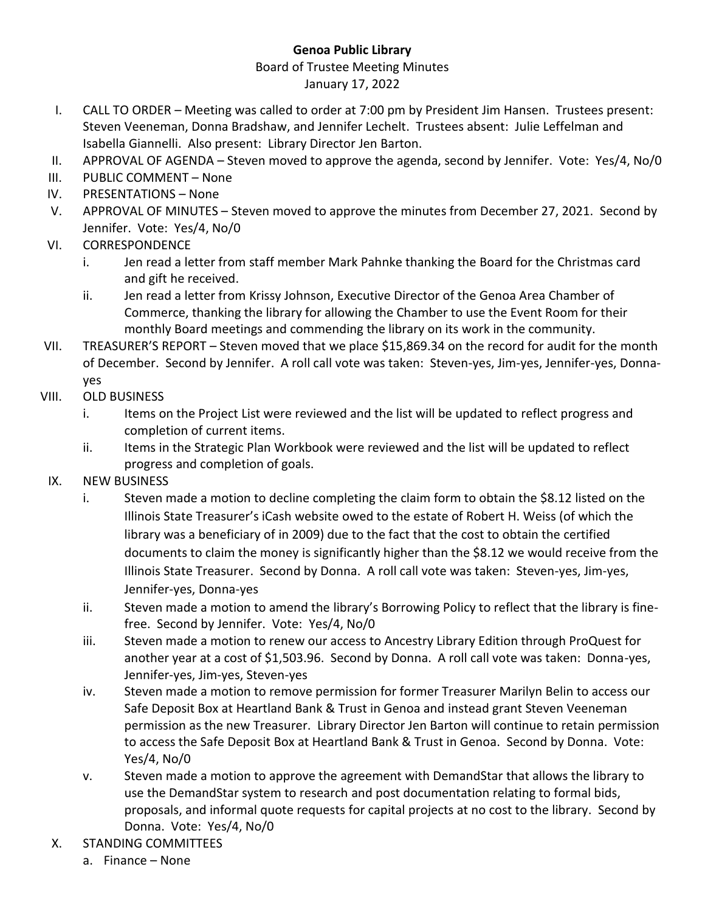**Genoa Public Library**

Board of Trustee Meeting Minutes

January 17, 2022

I. CALL TO ORDER – Meeting was called to order at 7:00 pm by President Jim Hansen. Trustees present: Steven Veeneman, Donna Bradshaw, and Jennifer Lechelt. Trustees absent: Julie Leffelman and Isabella Giannelli. Also present: Library Director Jen Barton.

II. APPROVAL OF AGENDA – Steven moved to approve the agenda, second by Jennifer. Vote: Yes/4, No/0

III. PUBLIC COMMENT – None

IV. PRESENTATIONS – None

V. APPROVAL OF MINUTES – Steven moved to approve the minutes from December 27, 2021. Second by Jennifer. Vote: Yes/4, No/0

VI. CORRESPONDENCE
   i. Jen read a letter from staff member Mark Pahnke thanking the Board for the Christmas card and gift he received.
   ii. Jen read a letter from Krissy Johnson, Executive Director of the Genoa Area Chamber of Commerce, thanking the library for allowing the Chamber to use the Event Room for their monthly Board meetings and commending the library on its work in the community.

VII. TREASURER'S REPORT – Steven moved that we place $15,869.34 on the record for audit for the month of December. Second by Jennifer. A roll call vote was taken: Steven-yes, Jim-yes, Jennifer-yes, Donna-yes

VIII. OLD BUSINESS
   i. Items on the Project List were reviewed and the list will be updated to reflect progress and completion of current items.
   ii. Items in the Strategic Plan Workbook were reviewed and the list will be updated to reflect progress and completion of goals.

IX. NEW BUSINESS
   i. Steven made a motion to decline completing the claim form to obtain the $8.12 listed on the Illinois State Treasurer's iCash website owed to the estate of Robert H. Weiss (of which the library was a beneficiary of in 2009) due to the fact that the cost to obtain the certified documents to claim the money is significantly higher than the $8.12 we would receive from the Illinois State Treasurer. Second by Donna. A roll call vote was taken: Steven-yes, Jim-yes, Jennifer-yes, Donna-yes
   ii. Steven made a motion to amend the library's Borrowing Policy to reflect that the library is fine-free. Second by Jennifer. Vote: Yes/4, No/0
   iii. Steven made a motion to renew our access to Ancestry Library Edition through ProQuest for another year at a cost of $1,503.96. Second by Donna. A roll call vote was taken: Donna-yes, Jennifer-yes, Jim-yes, Steven-yes
   iv. Steven made a motion to remove permission for former Treasurer Marilyn Belin to access our Safe Deposit Box at Heartland Bank & Trust in Genoa and instead grant Steven Veeneman permission as the new Treasurer. Library Director Jen Barton will continue to retain permission to access the Safe Deposit Box at Heartland Bank & Trust in Genoa. Second by Donna. Vote: Yes/4, No/0
   v. Steven made a motion to approve the agreement with DemandStar that allows the library to use the DemandStar system to research and post documentation relating to formal bids, proposals, and informal quote requests for capital projects at no cost to the library. Second by Donna. Vote: Yes/4, No/0

X. STANDING COMMITTEES
   a. Finance – None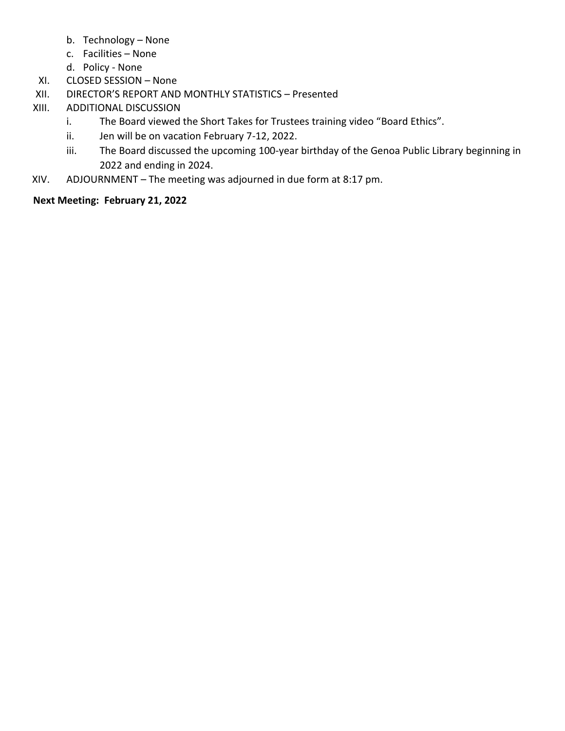b. Technology – None
   c. Facilities – None
   d. Policy - None

XI. CLOSED SESSION – None

XII. DIRECTOR'S REPORT AND MONTHLY STATISTICS – Presented

XIII. ADDITIONAL DISCUSSION

   i. The Board viewed the Short Takes for Trustees training video "Board Ethics".
   ii. Jen will be on vacation February 7-12, 2022.
   iii. The Board discussed the upcoming 100-year birthday of the Genoa Public Library beginning in 2022 and ending in 2024.

XIV. ADJOURNMENT – The meeting was adjourned in due form at 8:17 pm.

**Next Meeting: February 21, 2022**